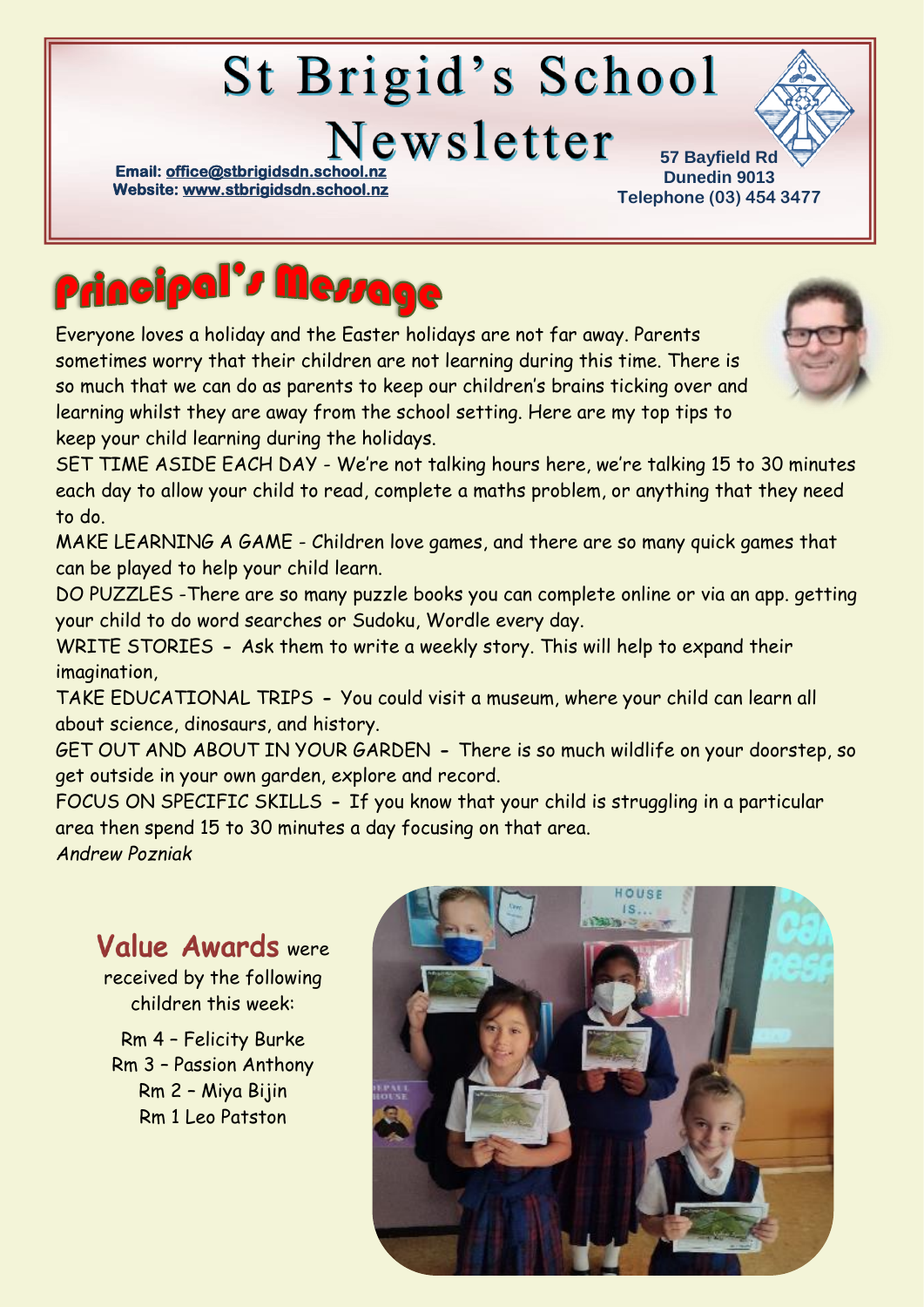# St Brigid's School Newsletter

**Email: office@stbrigidsdn.school.nz**
**Website: www.stbrigidsdn.school.nz**

**57 Bayfield Rd**
**Dunedin 9013**
**Telephone (03) 454 3477**

## Principal's Message

Everyone loves a holiday and the Easter holidays are not far away. Parents sometimes worry that their children are not learning during this time. There is so much that we can do as parents to keep our children's brains ticking over and learning whilst they are away from the school setting. Here are my top tips to keep your child learning during the holidays.

SET TIME ASIDE EACH DAY - We're not talking hours here, we're talking 15 to 30 minutes each day to allow your child to read, complete a maths problem, or anything that they need to do.

MAKE LEARNING A GAME - Children love games, and there are so many quick games that can be played to help your child learn.

DO PUZZLES -There are so many puzzle books you can complete online or via an app. getting your child to do word searches or Sudoku, Wordle every day.

WRITE STORIES - Ask them to write a weekly story. This will help to expand their imagination,

TAKE EDUCATIONAL TRIPS - You could visit a museum, where your child can learn all about science, dinosaurs, and history.

GET OUT AND ABOUT IN YOUR GARDEN - There is so much wildlife on your doorstep, so get outside in your own garden, explore and record.

FOCUS ON SPECIFIC SKILLS - If you know that your child is struggling in a particular area then spend 15 to 30 minutes a day focusing on that area.

*Andrew Pozniak*

**Value Awards** were received by the following children this week:

Rm 4 – Felicity Burke
Rm 3 – Passion Anthony
Rm 2 – Miya Bijin
Rm 1 Leo Patston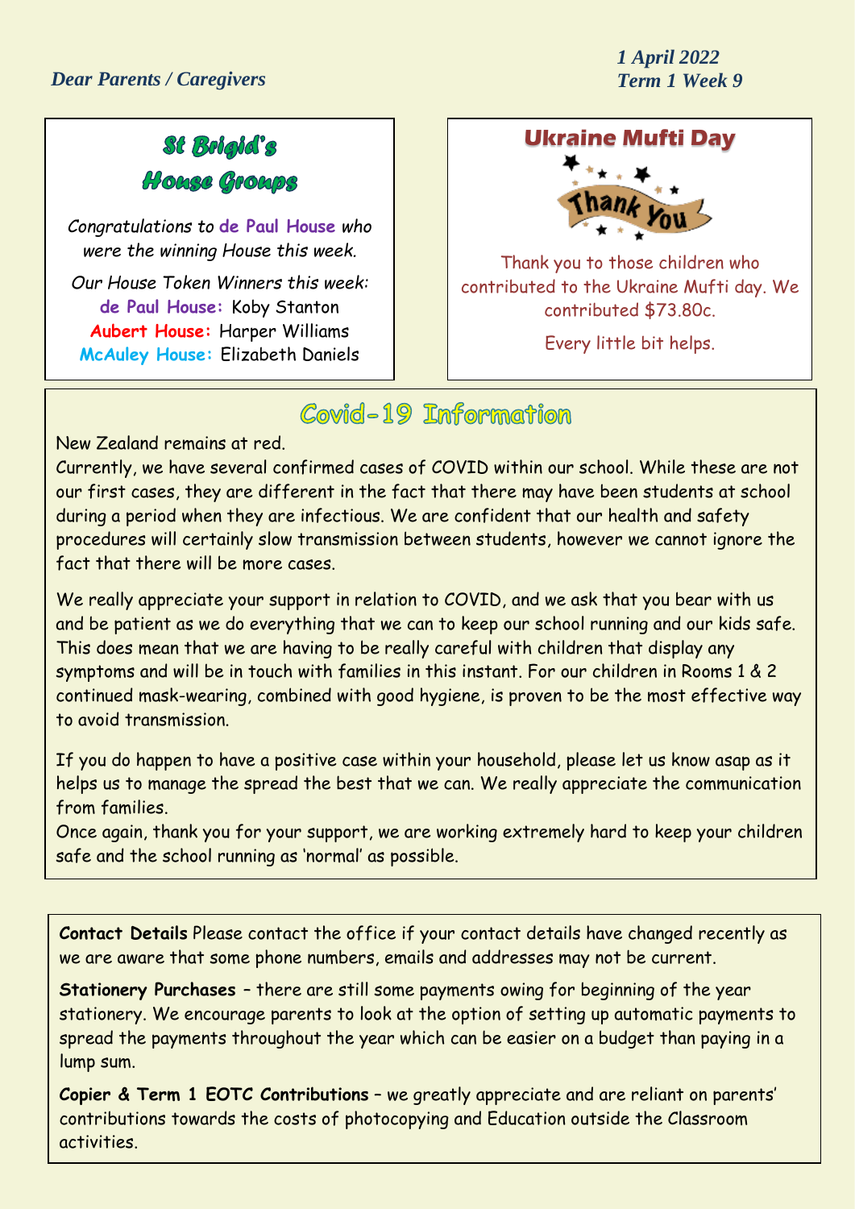*Dear Parents / Caregivers*

***1 April 2022***
***Term 1 Week 9***

## St Brigid's House Groups

*Congratulations to* **de Paul House** *who were the winning House this week.*

*Our House Token Winners this week:*

**de Paul House:** Koby Stanton
**Aubert House:** Harper Williams
**McAuley House:** Elizabeth Daniels

## Ukraine Mufti Day

Thank You

Thank you to those children who contributed to the Ukraine Mufti day. We contributed $73.80c.

Every little bit helps.

## Covid-19 Information

New Zealand remains at red.
Currently, we have several confirmed cases of COVID within our school. While these are not our first cases, they are different in the fact that there may have been students at school during a period when they are infectious. We are confident that our health and safety procedures will certainly slow transmission between students, however we cannot ignore the fact that there will be more cases.

We really appreciate your support in relation to COVID, and we ask that you bear with us and be patient as we do everything that we can to keep our school running and our kids safe. This does mean that we are having to be really careful with children that display any symptoms and will be in touch with families in this instant. For our children in Rooms 1 & 2 continued mask-wearing, combined with good hygiene, is proven to be the most effective way to avoid transmission.

If you do happen to have a positive case within your household, please let us know asap as it helps us to manage the spread the best that we can. We really appreciate the communication from families.
Once again, thank you for your support, we are working extremely hard to keep your children safe and the school running as 'normal' as possible.

**Contact Details** Please contact the office if your contact details have changed recently as we are aware that some phone numbers, emails and addresses may not be current.

**Stationery Purchases** – there are still some payments owing for beginning of the year stationery. We encourage parents to look at the option of setting up automatic payments to spread the payments throughout the year which can be easier on a budget than paying in a lump sum.

**Copier & Term 1 EOTC Contributions** – we greatly appreciate and are reliant on parents' contributions towards the costs of photocopying and Education outside the Classroom activities.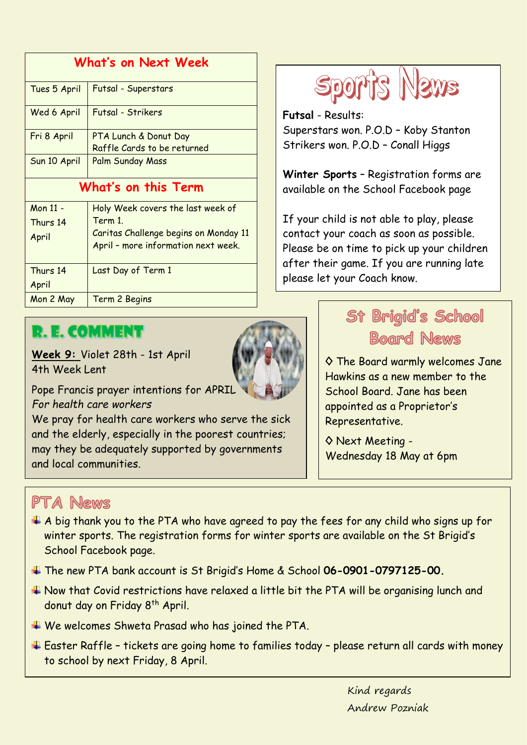## What's on Next Week

| | |
|---|---|
| Tues 5 April | Futsal - Superstars |
| Wed 6 April | Futsal - Strikers |
| Fri 8 April | PTA Lunch & Donut Day<br>Raffle Cards to be returned |
| Sun 10 April | Palm Sunday Mass |

## What's on this Term

| | |
|---|---|
| Mon 11 - Thurs 14 April | Holy Week covers the last week of Term 1.<br>Caritas Challenge begins on Monday 11 April – more information next week. |
| Thurs 14 April | Last Day of Term 1 |
| Mon 2 May | Term 2 Begins |

## R. E. COMMENT

**Week 9:** Violet 28th - 1st April
4th Week Lent

Pope Francis prayer intentions for APRIL
*For health care workers*
We pray for health care workers who serve the sick and the elderly, especially in the poorest countries; may they be adequately supported by governments and local communities.

## Sports News

**Futsal** - Results:
Superstars won. P.O.D – Koby Stanton
Strikers won. P.O.D – Conall Higgs

**Winter Sports** – Registration forms are available on the School Facebook page

If your child is not able to play, please contact your coach as soon as possible. Please be on time to pick up your children after their game. If you are running late please let your Coach know.

## St Brigid's School Board News

◊ The Board warmly welcomes Jane Hawkins as a new member to the School Board. Jane has been appointed as a Proprietor's Representative.

◊ Next Meeting - Wednesday 18 May at 6pm

## PTA News

- A big thank you to the PTA who have agreed to pay the fees for any child who signs up for winter sports. The registration forms for winter sports are available on the St Brigid's School Facebook page.
- The new PTA bank account is St Brigid's Home & School **06-0901-0797125-00.**
- Now that Covid restrictions have relaxed a little bit the PTA will be organising lunch and donut day on Friday 8th April.
- We welcomes Shweta Prasad who has joined the PTA.
- Easter Raffle – tickets are going home to families today – please return all cards with money to school by next Friday, 8 April.

Kind regards
Andrew Pozniak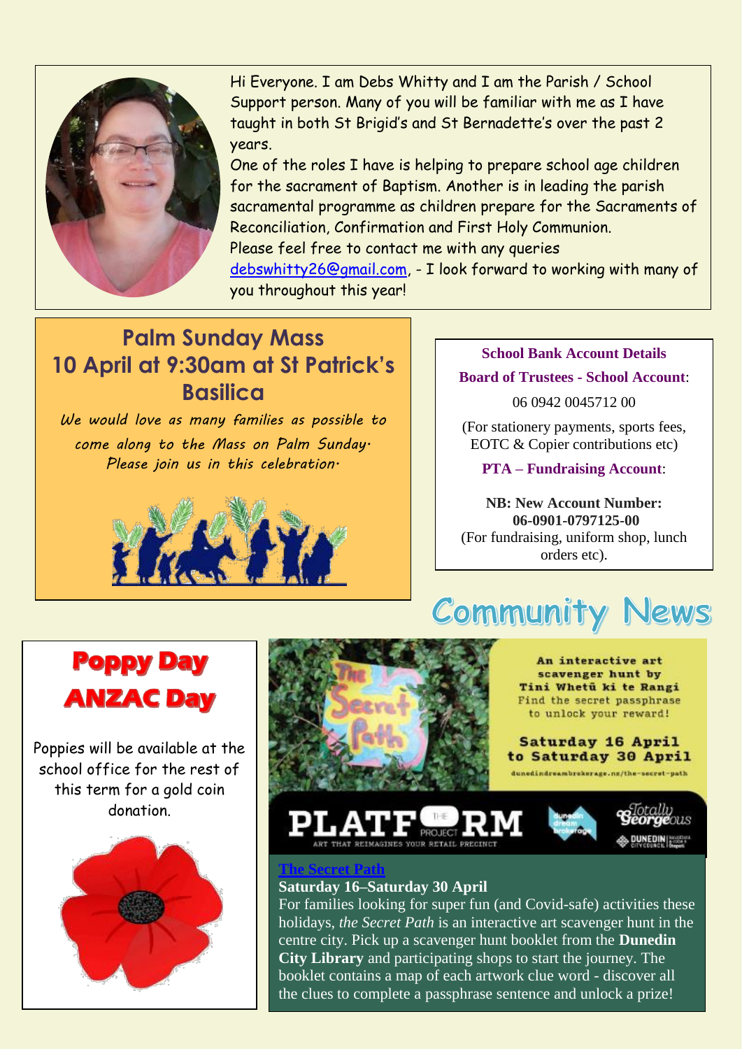Hi Everyone. I am Debs Whitty and I am the Parish / School Support person. Many of you will be familiar with me as I have taught in both St Brigid's and St Bernadette's over the past 2 years.

One of the roles I have is helping to prepare school age children for the sacrament of Baptism. Another is in leading the parish sacramental programme as children prepare for the Sacraments of Reconciliation, Confirmation and First Holy Communion.

Please feel free to contact me with any queries debswhitty26@gmail.com, - I look forward to working with many of you throughout this year!

## Palm Sunday Mass 10 April at 9:30am at St Patrick's Basilica

*We would love as many families as possible to come along to the Mass on Palm Sunday. Please join us in this celebration.*

**School Bank Account Details**

**Board of Trustees - School Account**:

06 0942 0045712 00

(For stationery payments, sports fees, EOTC & Copier contributions etc)

**PTA – Fundraising Account**:

**NB: New Account Number: 06-0901-0797125-00**

(For fundraising, uniform shop, lunch orders etc).

# Community News

## Poppy Day ANZAC Day

Poppies will be available at the school office for the rest of this term for a gold coin donation.

The Secret Path

An interactive art scavenger hunt by Tini Whetū ki te Rangi

Find the secret passphrase to unlock your reward!

Saturday 16 April to Saturday 30 April

dunedindreambrokerage.nz/the-secret-path

PLATFORM THE PROJECT — ART THAT REIMAGINES YOUR RETAIL PRECINCT

dunedin dream brokerage

Totally Georgeous

DUNEDIN CITY COUNCIL

**The Secret Path**

**Saturday 16–Saturday 30 April**

For families looking for super fun (and Covid-safe) activities these holidays, *the Secret Path* is an interactive art scavenger hunt in the centre city. Pick up a scavenger hunt booklet from the **Dunedin City Library** and participating shops to start the journey. The booklet contains a map of each artwork clue word - discover all the clues to complete a passphrase sentence and unlock a prize!